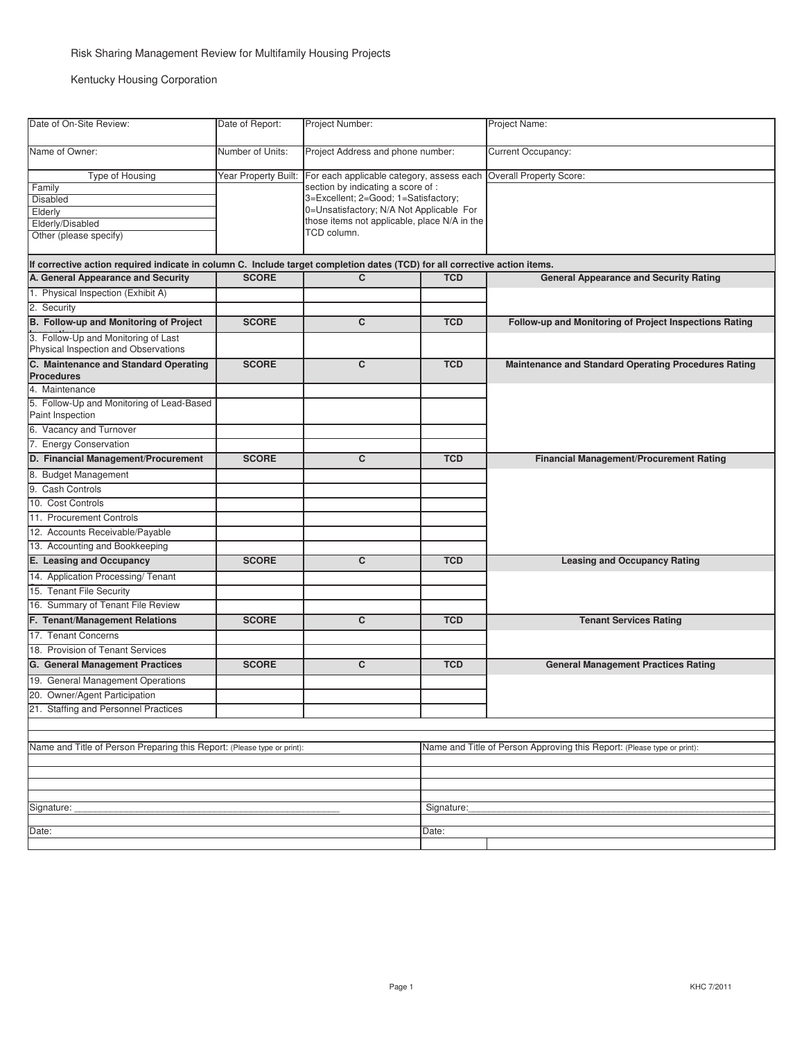Risk Sharing Management Review for Multifamily Housing Projects

Kentucky Housing Corporation

| Date of On-Site Review: | Date of Report: | Project Number: | | Project Name: |
|---|---|---|---|---|
| Name of Owner: | Number of Units: | Project Address and phone number: | | Current Occupancy: |
| Type of Housing<br>Family<br>Disabled<br>Elderly<br>Elderly/Disabled<br>Other (please specify) | Year Property Built: | For each applicable category, assess each section by indicating a score of :<br>3=Excellent; 2=Good; 1=Satisfactory; 0=Unsatisfactory; N/A Not Applicable For those items not applicable, place N/A in the TCD column. | | Overall Property Score: |

**If corrective action required indicate in column C. Include target completion dates (TCD) for all corrective action items.**

| A. General Appearance and Security | SCORE | C | TCD | General Appearance and Security Rating |
|---|---|---|---|---|
| 1. Physical Inspection (Exhibit A) | | | | |
| 2. Security | | | | |
| **B. Follow-up and Monitoring of Project** | **SCORE** | **C** | **TCD** | **Follow-up and Monitoring of Project Inspections Rating** |
| 3. Follow-Up and Monitoring of Last Physical Inspection and Observations | | | | |
| **C. Maintenance and Standard Operating Procedures** | **SCORE** | **C** | **TCD** | **Maintenance and Standard Operating Procedures Rating** |
| 4. Maintenance | | | | |
| 5. Follow-Up and Monitoring of Lead-Based Paint Inspection | | | | |
| 6. Vacancy and Turnover | | | | |
| 7. Energy Conservation | | | | |
| **D. Financial Management/Procurement** | **SCORE** | **C** | **TCD** | **Financial Management/Procurement Rating** |
| 8. Budget Management | | | | |
| 9. Cash Controls | | | | |
| 10. Cost Controls | | | | |
| 11. Procurement Controls | | | | |
| 12. Accounts Receivable/Payable | | | | |
| 13. Accounting and Bookkeeping | | | | |
| **E. Leasing and Occupancy** | **SCORE** | **C** | **TCD** | **Leasing and Occupancy Rating** |
| 14. Application Processing/ Tenant | | | | |
| 15. Tenant File Security | | | | |
| 16. Summary of Tenant File Review | | | | |
| **F. Tenant/Management Relations** | **SCORE** | **C** | **TCD** | **Tenant Services Rating** |
| 17. Tenant Concerns | | | | |
| 18. Provision of Tenant Services | | | | |
| **G. General Management Practices** | **SCORE** | **C** | **TCD** | **General Management Practices Rating** |
| 19. General Management Operations | | | | |
| 20. Owner/Agent Participation | | | | |
| 21. Staffing and Personnel Practices | | | | |

| Name and Title of Person Preparing this Report: (Please type or print): | Name and Title of Person Approving this Report: (Please type or print): |
|---|---|
| | |
| | |
| | |
| Signature: ___________________________________________________ | Signature: ___________________________________________________ |
| Date: | Date: |

KHC 7/2011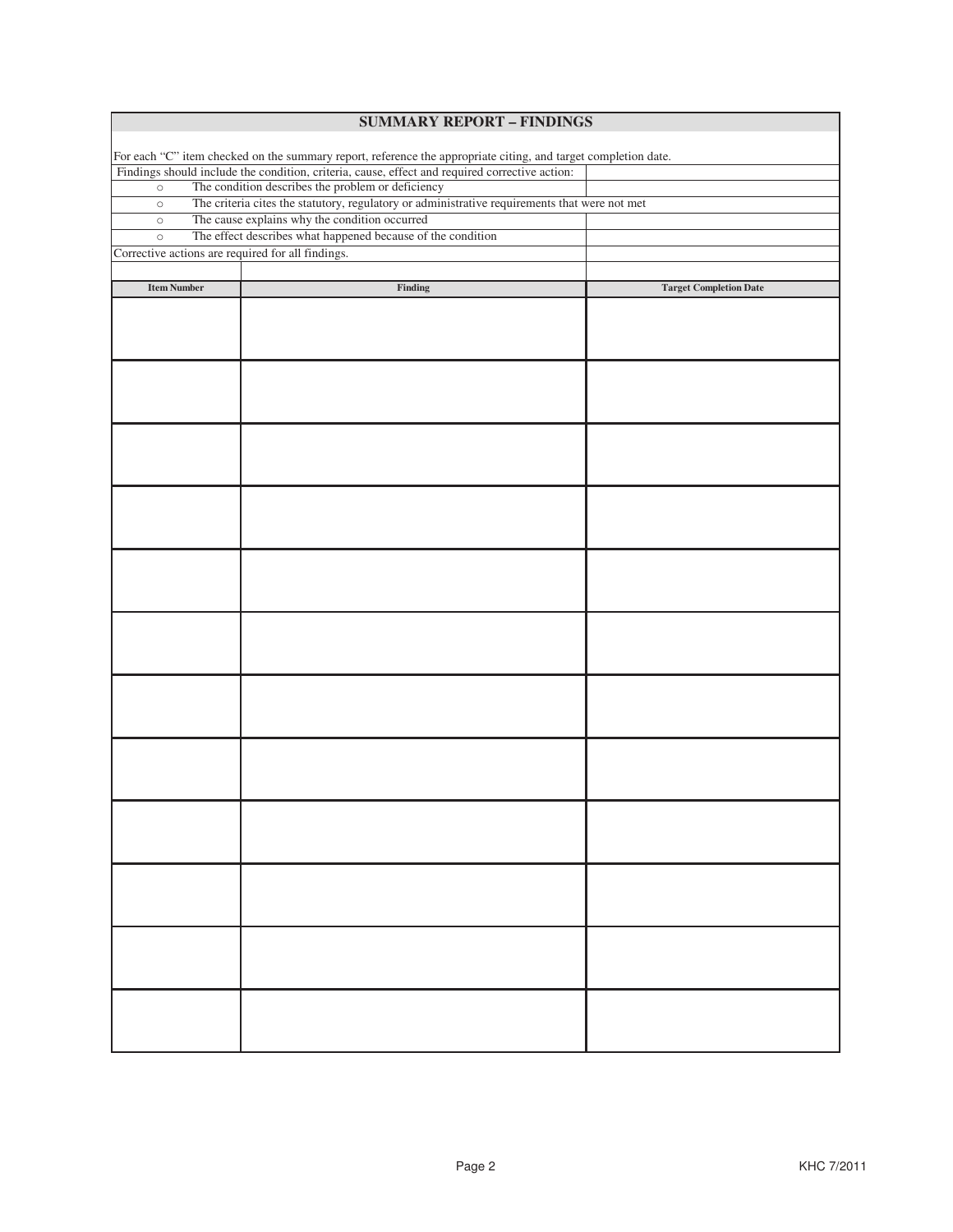## SUMMARY REPORT – FINDINGS

For each "C" item checked on the summary report, reference the appropriate citing, and target completion date.

Findings should include the condition, criteria, cause, effect and required corrective action:

- The condition describes the problem or deficiency
- The criteria cites the statutory, regulatory or administrative requirements that were not met
- The cause explains why the condition occurred
- The effect describes what happened because of the condition

Corrective actions are required for all findings.

| Item Number | Finding | Target Completion Date |
|---|---|---|
| | | |
| | | |
| | | |
| | | |
| | | |
| | | |
| | | |
| | | |
| | | |
| | | |
| | | |
| | | |

KHC 7/2011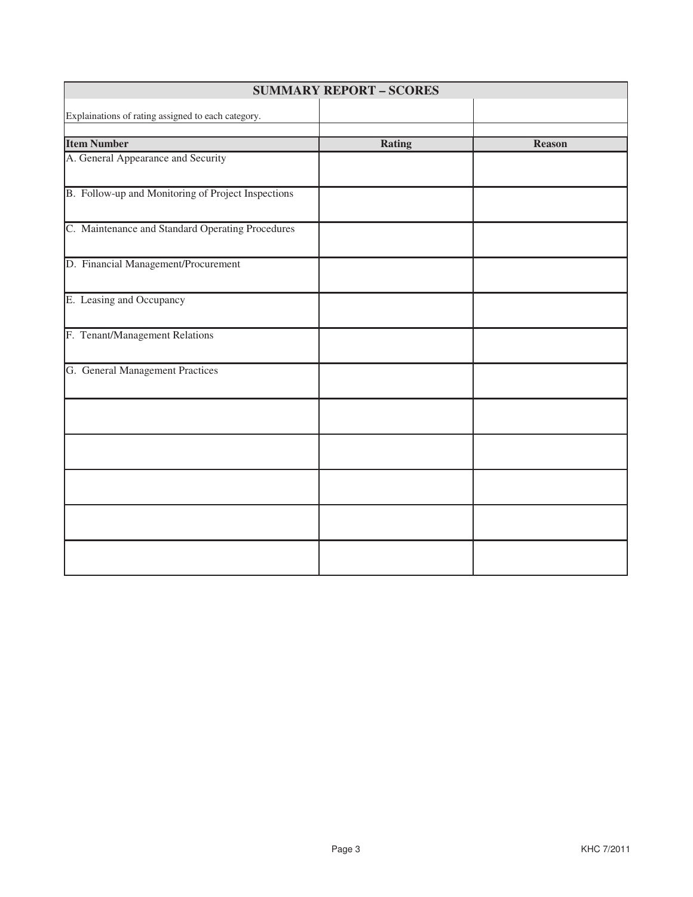## SUMMARY REPORT – SCORES

Explainations of rating assigned to each category.

| Item Number | Rating | Reason |
|---|---|---|
| A. General Appearance and Security | | |
| B. Follow-up and Monitoring of Project Inspections | | |
| C. Maintenance and Standard Operating Procedures | | |
| D. Financial Management/Procurement | | |
| E. Leasing and Occupancy | | |
| F. Tenant/Management Relations | | |
| G. General Management Practices | | |
| | | |
| | | |
| | | |
| | | |
| | | |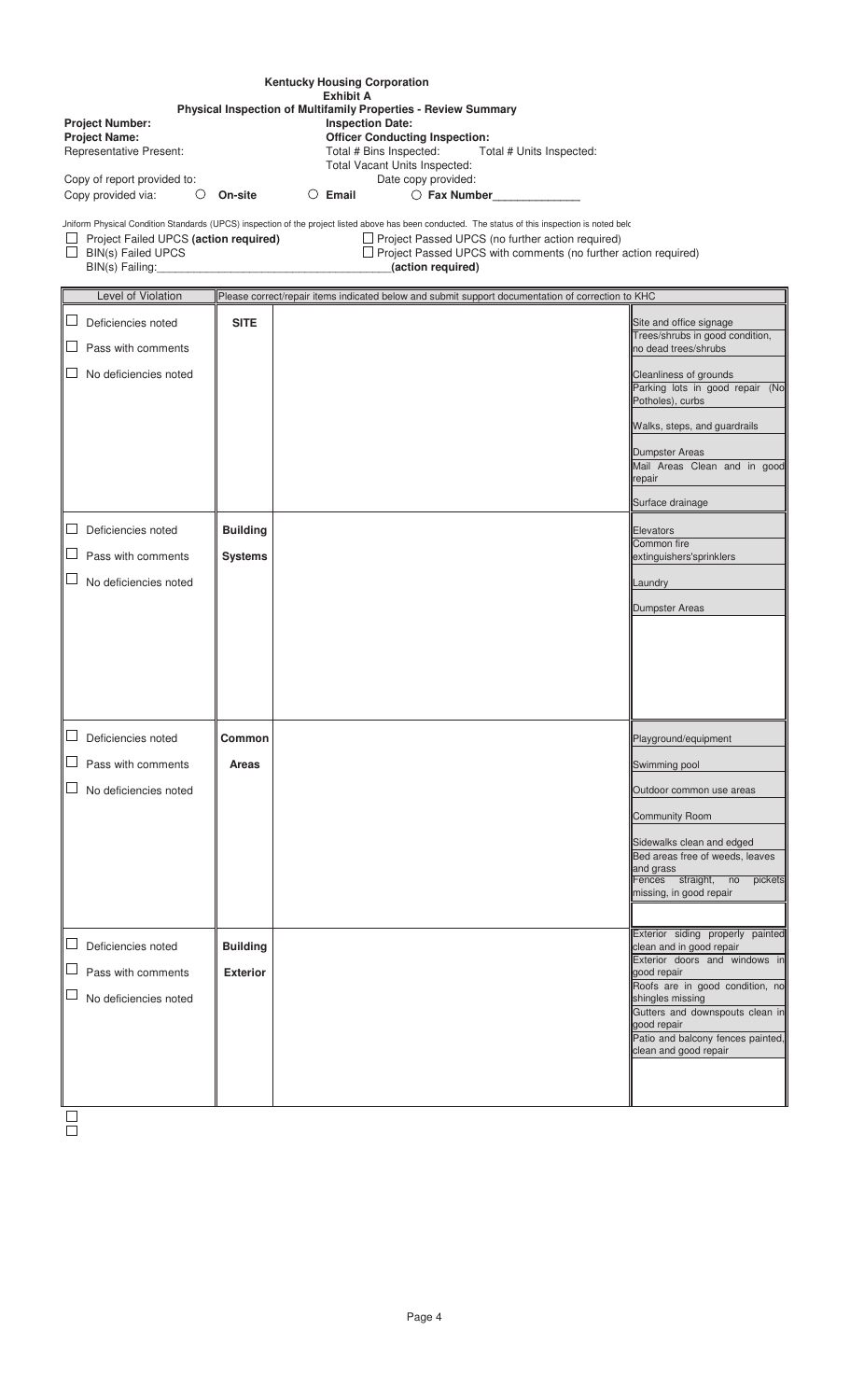**Kentucky Housing Corporation**
**Exhibit A**
**Physical Inspection of Multifamily Properties - Review Summary**

**Project Number:** **Inspection Date:**
**Project Name:** **Officer Conducting Inspection:**
Representative Present: Total # Bins Inspected: Total # Units Inspected:
Total Vacant Units Inspected:
Copy of report provided to: Date copy provided:
Copy provided via: ○ **On-site** ○ **Email** ○ **Fax Number**______________

Jniform Physical Condition Standards (UPCS) inspection of the project listed above has been conducted. The status of this inspection is noted belo

☐ Project Failed UPCS **(action required)** ☐ Project Passed UPCS (no further action required)
☐ BIN(s) Failed UPCS ☐ Project Passed UPCS with comments (no further action required)
BIN(s) Failing:____________________________________**(action required)**

| Level of Violation | Please correct/repair items indicated below and submit support documentation of correction to KHC | | |
|---|---|---|---|
| ☐ Deficiencies noted<br>☐ Pass with comments<br>☐ No deficiencies noted | **SITE** | | Site and office signage<br>Trees/shrubs in good condition, no dead trees/shrubs<br>Cleanliness of grounds<br>Parking lots in good repair (No Potholes), curbs<br>Walks, steps, and guardrails<br>Dumpster Areas<br>Mail Areas Clean and in good repair<br>Surface drainage |
| ☐ Deficiencies noted<br>☐ Pass with comments<br>☐ No deficiencies noted | **Building Systems** | | Elevators<br>Common fire extinguishers'sprinklers<br>Laundry<br>Dumpster Areas |
| ☐ Deficiencies noted<br>☐ Pass with comments<br>☐ No deficiencies noted | **Common Areas** | | Playground/equipment<br>Swimming pool<br>Outdoor common use areas<br>Community Room<br>Sidewalks clean and edged<br>Bed areas free of weeds, leaves and grass<br>Fences straight, no pickets missing, in good repair |
| ☐ Deficiencies noted<br>☐ Pass with comments<br>☐ No deficiencies noted | **Building Exterior** | | Exterior siding properly painted clean and in good repair<br>Exterior doors and windows in good repair<br>Roofs are in good condition, no shingles missing<br>Gutters and downspouts clean in good repair<br>Patio and balcony fences painted, clean and good repair |

☐
☐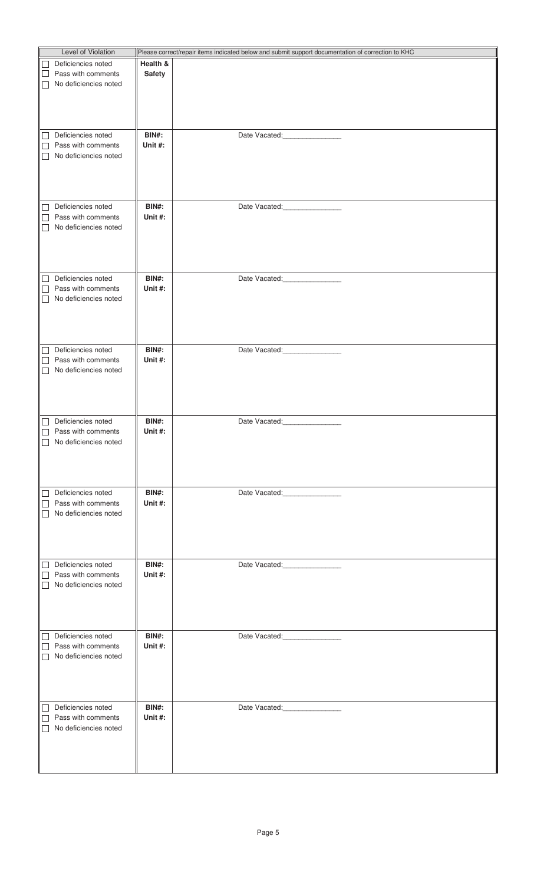| Level of Violation | Please correct/repair items indicated below and submit support documentation of correction to KHC | |
|---|---|---|
| ☐ Deficiencies noted<br>☐ Pass with comments<br>☐ No deficiencies noted | **Health & Safety** | |
| ☐ Deficiencies noted<br>☐ Pass with comments<br>☐ No deficiencies noted | **BIN#:**<br>**Unit #:** | Date Vacated:_______________ |
| ☐ Deficiencies noted<br>☐ Pass with comments<br>☐ No deficiencies noted | **BIN#:**<br>**Unit #:** | Date Vacated:_______________ |
| ☐ Deficiencies noted<br>☐ Pass with comments<br>☐ No deficiencies noted | **BIN#:**<br>**Unit #:** | Date Vacated:_______________ |
| ☐ Deficiencies noted<br>☐ Pass with comments<br>☐ No deficiencies noted | **BIN#:**<br>**Unit #:** | Date Vacated:_______________ |
| ☐ Deficiencies noted<br>☐ Pass with comments<br>☐ No deficiencies noted | **BIN#:**<br>**Unit #:** | Date Vacated:_______________ |
| ☐ Deficiencies noted<br>☐ Pass with comments<br>☐ No deficiencies noted | **BIN#:**<br>**Unit #:** | Date Vacated:_______________ |
| ☐ Deficiencies noted<br>☐ Pass with comments<br>☐ No deficiencies noted | **BIN#:**<br>**Unit #:** | Date Vacated:_______________ |
| ☐ Deficiencies noted<br>☐ Pass with comments<br>☐ No deficiencies noted | **BIN#:**<br>**Unit #:** | Date Vacated:_______________ |
| ☐ Deficiencies noted<br>☐ Pass with comments<br>☐ No deficiencies noted | **BIN#:**<br>**Unit #:** | Date Vacated:_______________ |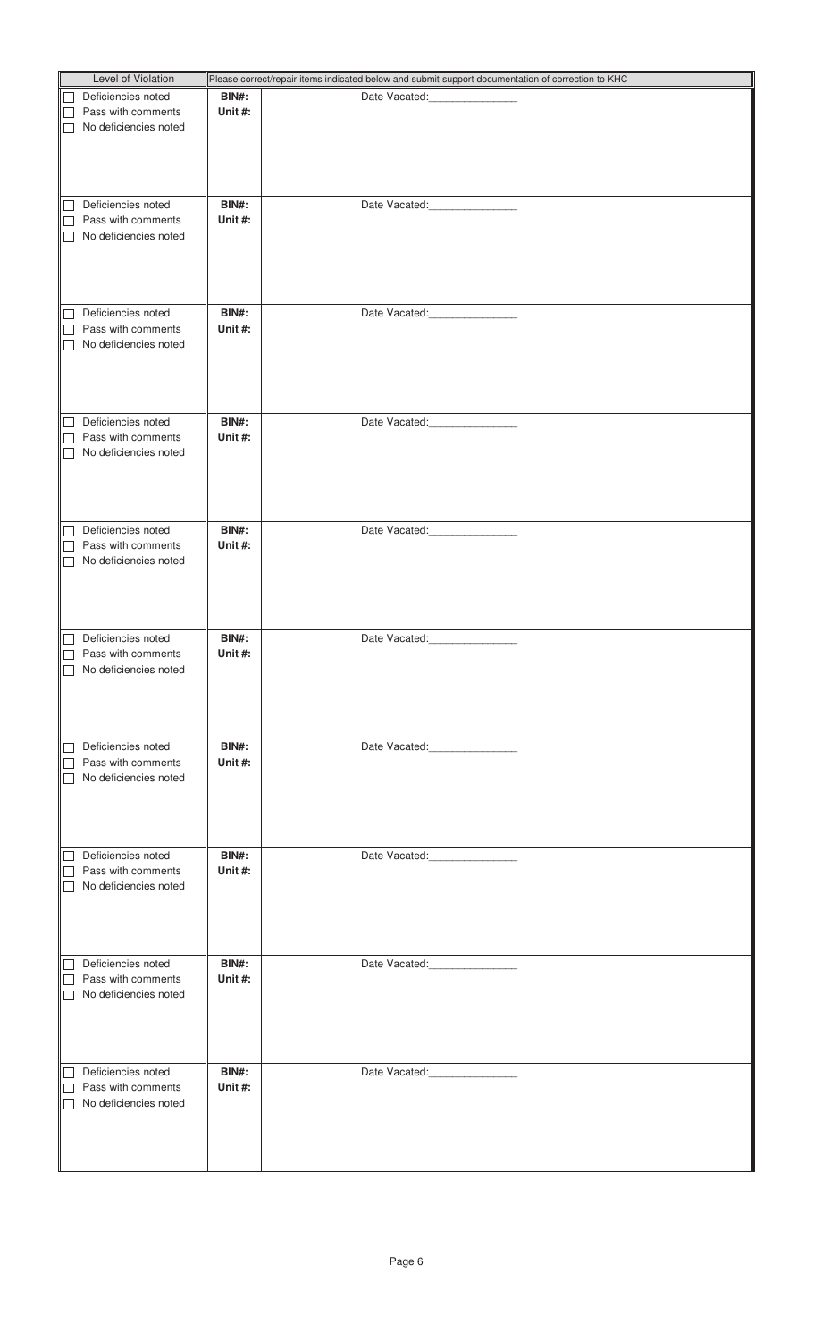| Level of Violation | Please correct/repair items indicated below and submit support documentation of correction to KHC | |
|---|---|---|
| ☐ Deficiencies noted<br>☐ Pass with comments<br>☐ No deficiencies noted | **BIN#:**<br>**Unit #:** | Date Vacated:_______________ |
| ☐ Deficiencies noted<br>☐ Pass with comments<br>☐ No deficiencies noted | **BIN#:**<br>**Unit #:** | Date Vacated:_______________ |
| ☐ Deficiencies noted<br>☐ Pass with comments<br>☐ No deficiencies noted | **BIN#:**<br>**Unit #:** | Date Vacated:_______________ |
| ☐ Deficiencies noted<br>☐ Pass with comments<br>☐ No deficiencies noted | **BIN#:**<br>**Unit #:** | Date Vacated:_______________ |
| ☐ Deficiencies noted<br>☐ Pass with comments<br>☐ No deficiencies noted | **BIN#:**<br>**Unit #:** | Date Vacated:_______________ |
| ☐ Deficiencies noted<br>☐ Pass with comments<br>☐ No deficiencies noted | **BIN#:**<br>**Unit #:** | Date Vacated:_______________ |
| ☐ Deficiencies noted<br>☐ Pass with comments<br>☐ No deficiencies noted | **BIN#:**<br>**Unit #:** | Date Vacated:_______________ |
| ☐ Deficiencies noted<br>☐ Pass with comments<br>☐ No deficiencies noted | **BIN#:**<br>**Unit #:** | Date Vacated:_______________ |
| ☐ Deficiencies noted<br>☐ Pass with comments<br>☐ No deficiencies noted | **BIN#:**<br>**Unit #:** | Date Vacated:_______________ |
| ☐ Deficiencies noted<br>☐ Pass with comments<br>☐ No deficiencies noted | **BIN#:**<br>**Unit #:** | Date Vacated:_______________ |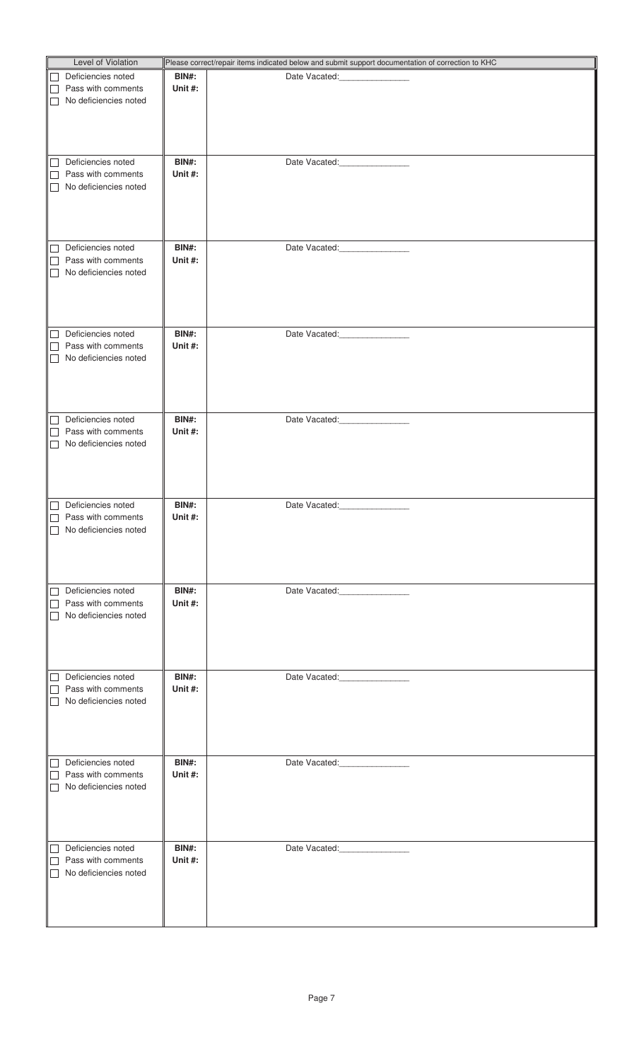| Level of Violation | | Please correct/repair items indicated below and submit support documentation of correction to KHC |
|---|---|---|
| ☐ Deficiencies noted<br>☐ Pass with comments<br>☐ No deficiencies noted | **BIN#:**<br>**Unit #:** | Date Vacated:_______________ |
| ☐ Deficiencies noted<br>☐ Pass with comments<br>☐ No deficiencies noted | **BIN#:**<br>**Unit #:** | Date Vacated:_______________ |
| ☐ Deficiencies noted<br>☐ Pass with comments<br>☐ No deficiencies noted | **BIN#:**<br>**Unit #:** | Date Vacated:_______________ |
| ☐ Deficiencies noted<br>☐ Pass with comments<br>☐ No deficiencies noted | **BIN#:**<br>**Unit #:** | Date Vacated:_______________ |
| ☐ Deficiencies noted<br>☐ Pass with comments<br>☐ No deficiencies noted | **BIN#:**<br>**Unit #:** | Date Vacated:_______________ |
| ☐ Deficiencies noted<br>☐ Pass with comments<br>☐ No deficiencies noted | **BIN#:**<br>**Unit #:** | Date Vacated:_______________ |
| ☐ Deficiencies noted<br>☐ Pass with comments<br>☐ No deficiencies noted | **BIN#:**<br>**Unit #:** | Date Vacated:_______________ |
| ☐ Deficiencies noted<br>☐ Pass with comments<br>☐ No deficiencies noted | **BIN#:**<br>**Unit #:** | Date Vacated:_______________ |
| ☐ Deficiencies noted<br>☐ Pass with comments<br>☐ No deficiencies noted | **BIN#:**<br>**Unit #:** | Date Vacated:_______________ |
| ☐ Deficiencies noted<br>☐ Pass with comments<br>☐ No deficiencies noted | **BIN#:**<br>**Unit #:** | Date Vacated:_______________ |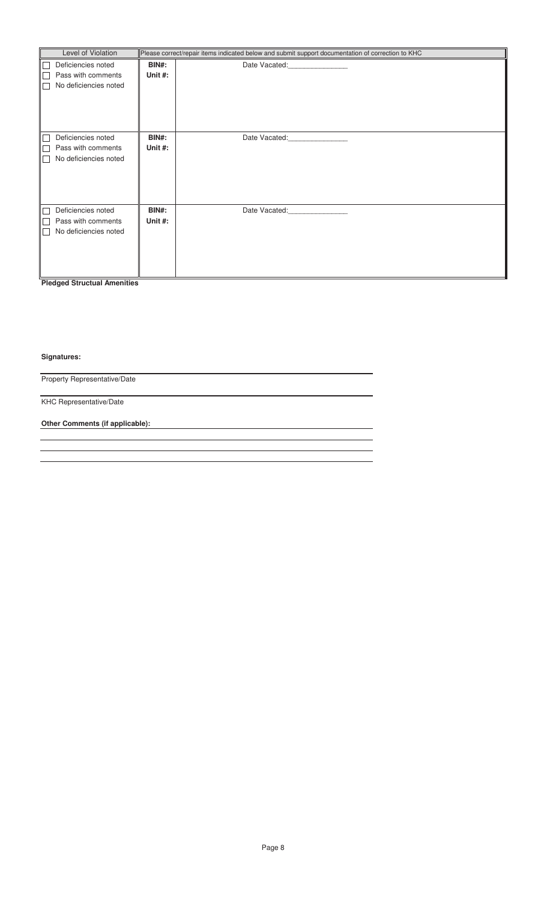| Level of Violation | Please correct/repair items indicated below and submit support documentation of correction to KHC | |
|---|---|---|
| ☐ Deficiencies noted<br>☐ Pass with comments<br>☐ No deficiencies noted | **BIN#:**<br>**Unit #:** | Date Vacated:_______________ |
| ☐ Deficiencies noted<br>☐ Pass with comments<br>☐ No deficiencies noted | **BIN#:**<br>**Unit #:** | Date Vacated:_______________ |
| ☐ Deficiencies noted<br>☐ Pass with comments<br>☐ No deficiencies noted | **BIN#:**<br>**Unit #:** | Date Vacated:_______________ |

**Pledged Structual Amenities**

**Signatures:**

Property Representative/Date

KHC Representative/Date

**Other Comments (if applicable):**